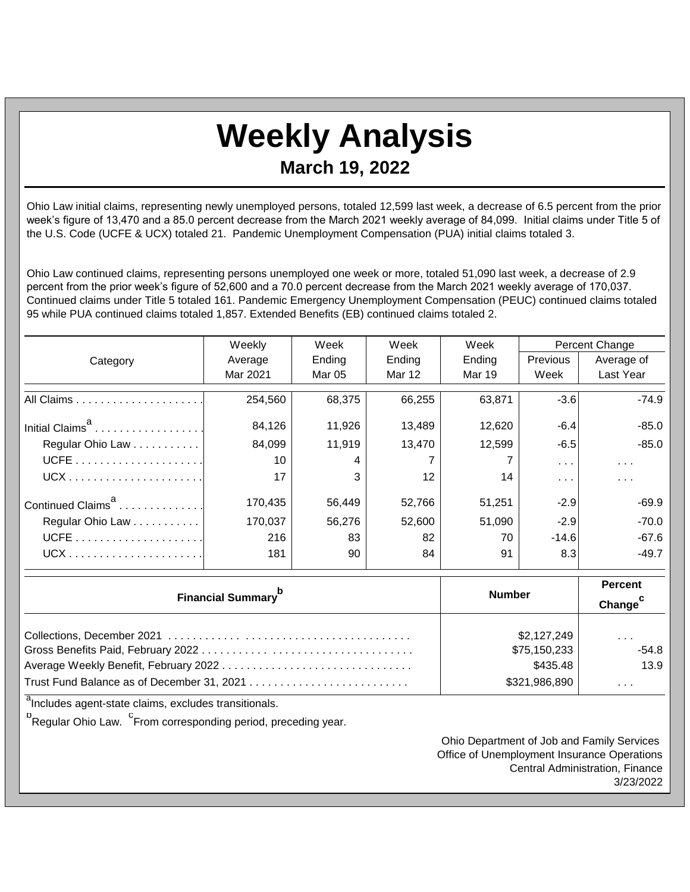# Weekly Analysis

## March 19, 2022

Ohio Law initial claims, representing newly unemployed persons, totaled 12,599 last week, a decrease of 6.5 percent from the prior week's figure of 13,470 and a 85.0 percent decrease from the March 2021 weekly average of 84,099. Initial claims under Title 5 of the U.S. Code (UCFE & UCX) totaled 21. Pandemic Unemployment Compensation (PUA) initial claims totaled 3.

Ohio Law continued claims, representing persons unemployed one week or more, totaled 51,090 last week, a decrease of 2.9 percent from the prior week's figure of 52,600 and a 70.0 percent decrease from the March 2021 weekly average of 170,037. Continued claims under Title 5 totaled 161. Pandemic Emergency Unemployment Compensation (PEUC) continued claims totaled 95 while PUA continued claims totaled 1,857. Extended Benefits (EB) continued claims totaled 2.

| Category | Weekly Average Mar 2021 | Week Ending Mar 05 | Week Ending Mar 12 | Week Ending Mar 19 | Percent Change Previous Week | Percent Change Average of Last Year |
|---|---|---|---|---|---|---|
| All Claims | 254,560 | 68,375 | 66,255 | 63,871 | -3.6 | -74.9 |
| Initial Claims[a] | 84,126 | 11,926 | 13,489 | 12,620 | -6.4 | -85.0 |
| Regular Ohio Law | 84,099 | 11,919 | 13,470 | 12,599 | -6.5 | -85.0 |
| UCFE | 10 | 4 | 7 | 7 | . . . | . . . |
| UCX | 17 | 3 | 12 | 14 | . . . | . . . |
| Continued Claims[a] | 170,435 | 56,449 | 52,766 | 51,251 | -2.9 | -69.9 |
| Regular Ohio Law | 170,037 | 56,276 | 52,600 | 51,090 | -2.9 | -70.0 |
| UCFE | 216 | 83 | 82 | 70 | -14.6 | -67.6 |
| UCX | 181 | 90 | 84 | 91 | 8.3 | -49.7 |

| Financial Summary[b] | Number | Percent Change[c] |
|---|---|---|
| Collections, December 2021 | $2,127,249 | . . . |
| Gross Benefits Paid, February 2022 | $75,150,233 | -54.8 |
| Average Weekly Benefit, February 2022 | $435.48 | 13.9 |
| Trust Fund Balance as of December 31, 2021 | $321,986,890 | . . . |

[a]Includes agent-state claims, excludes transitionals.

[b]Regular Ohio Law. [c]From corresponding period, preceding year.

Ohio Department of Job and Family Services
Office of Unemployment Insurance Operations
Central Administration, Finance
3/23/2022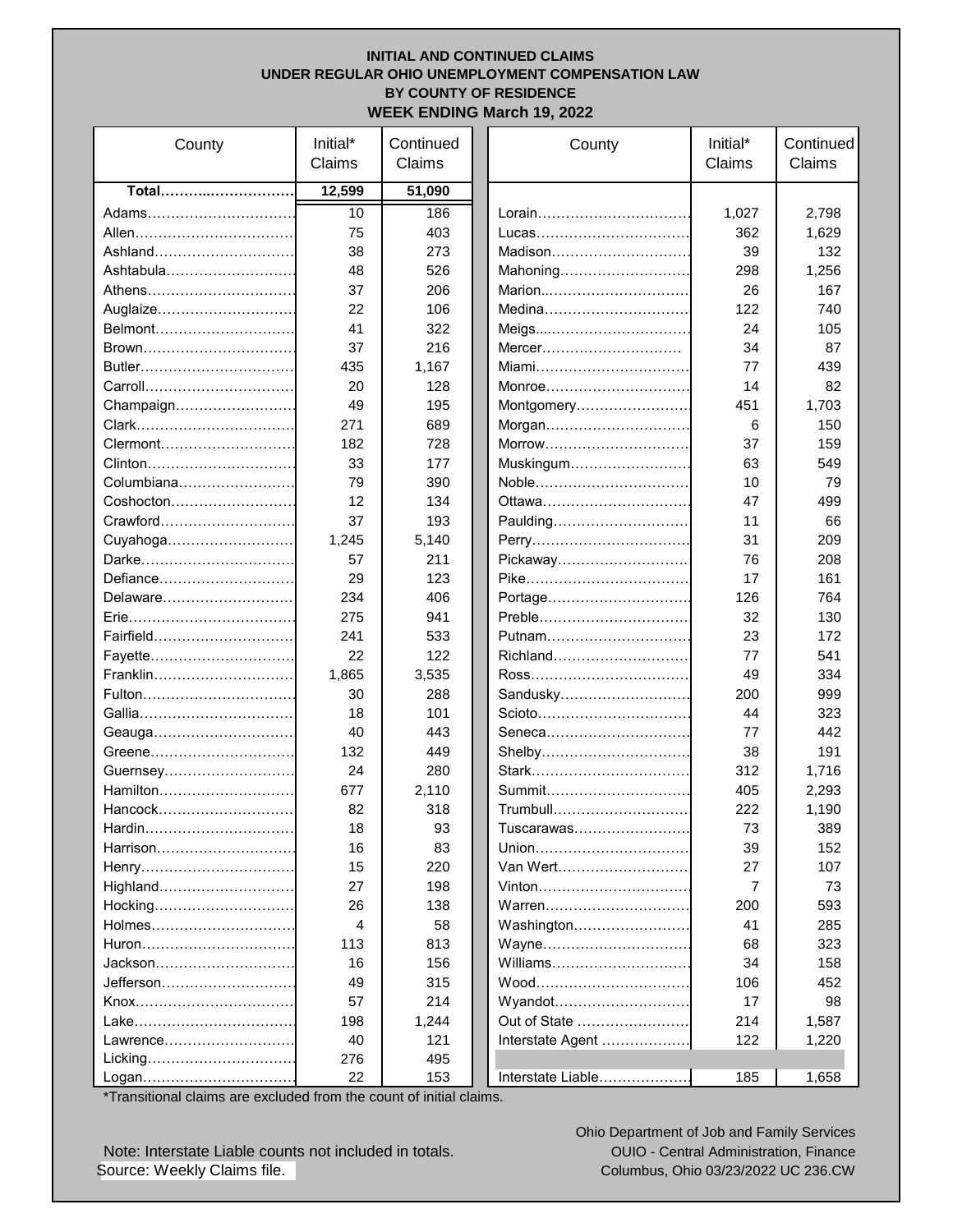**INITIAL AND CONTINUED CLAIMS**
**UNDER REGULAR OHIO UNEMPLOYMENT COMPENSATION LAW**
**BY COUNTY OF RESIDENCE**
**WEEK ENDING March 19, 2022**

| County | Initial* Claims | Continued Claims | County | Initial* Claims | Continued Claims |
|---|---|---|---|---|---|
| **Total** | **12,599** | **51,090** | | | |
| Adams | 10 | 186 | Lorain | 1,027 | 2,798 |
| Allen | 75 | 403 | Lucas | 362 | 1,629 |
| Ashland | 38 | 273 | Madison | 39 | 132 |
| Ashtabula | 48 | 526 | Mahoning | 298 | 1,256 |
| Athens | 37 | 206 | Marion | 26 | 167 |
| Auglaize | 22 | 106 | Medina | 122 | 740 |
| Belmont | 41 | 322 | Meigs | 24 | 105 |
| Brown | 37 | 216 | Mercer | 34 | 87 |
| Butler | 435 | 1,167 | Miami | 77 | 439 |
| Carroll | 20 | 128 | Monroe | 14 | 82 |
| Champaign | 49 | 195 | Montgomery | 451 | 1,703 |
| Clark | 271 | 689 | Morgan | 6 | 150 |
| Clermont | 182 | 728 | Morrow | 37 | 159 |
| Clinton | 33 | 177 | Muskingum | 63 | 549 |
| Columbiana | 79 | 390 | Noble | 10 | 79 |
| Coshocton | 12 | 134 | Ottawa | 47 | 499 |
| Crawford | 37 | 193 | Paulding | 11 | 66 |
| Cuyahoga | 1,245 | 5,140 | Perry | 31 | 209 |
| Darke | 57 | 211 | Pickaway | 76 | 208 |
| Defiance | 29 | 123 | Pike | 17 | 161 |
| Delaware | 234 | 406 | Portage | 126 | 764 |
| Erie | 275 | 941 | Preble | 32 | 130 |
| Fairfield | 241 | 533 | Putnam | 23 | 172 |
| Fayette | 22 | 122 | Richland | 77 | 541 |
| Franklin | 1,865 | 3,535 | Ross | 49 | 334 |
| Fulton | 30 | 288 | Sandusky | 200 | 999 |
| Gallia | 18 | 101 | Scioto | 44 | 323 |
| Geauga | 40 | 443 | Seneca | 77 | 442 |
| Greene | 132 | 449 | Shelby | 38 | 191 |
| Guernsey | 24 | 280 | Stark | 312 | 1,716 |
| Hamilton | 677 | 2,110 | Summit | 405 | 2,293 |
| Hancock | 82 | 318 | Trumbull | 222 | 1,190 |
| Hardin | 18 | 93 | Tuscarawas | 73 | 389 |
| Harrison | 16 | 83 | Union | 39 | 152 |
| Henry | 15 | 220 | Van Wert | 27 | 107 |
| Highland | 27 | 198 | Vinton | 7 | 73 |
| Hocking | 26 | 138 | Warren | 200 | 593 |
| Holmes | 4 | 58 | Washington | 41 | 285 |
| Huron | 113 | 813 | Wayne | 68 | 323 |
| Jackson | 16 | 156 | Williams | 34 | 158 |
| Jefferson | 49 | 315 | Wood | 106 | 452 |
| Knox | 57 | 214 | Wyandot | 17 | 98 |
| Lake | 198 | 1,244 | Out of State | 214 | 1,587 |
| Lawrence | 40 | 121 | Interstate Agent | 122 | 1,220 |
| Licking | 276 | 495 | | | |
| Logan | 22 | 153 | Interstate Liable | 185 | 1,658 |

*Transitional claims are excluded from the count of initial claims.

Note: Interstate Liable counts not included in totals.
Source: Weekly Claims file.

Ohio Department of Job and Family Services
OUIO - Central Administration, Finance
Columbus, Ohio 03/23/2022 UC 236.CW